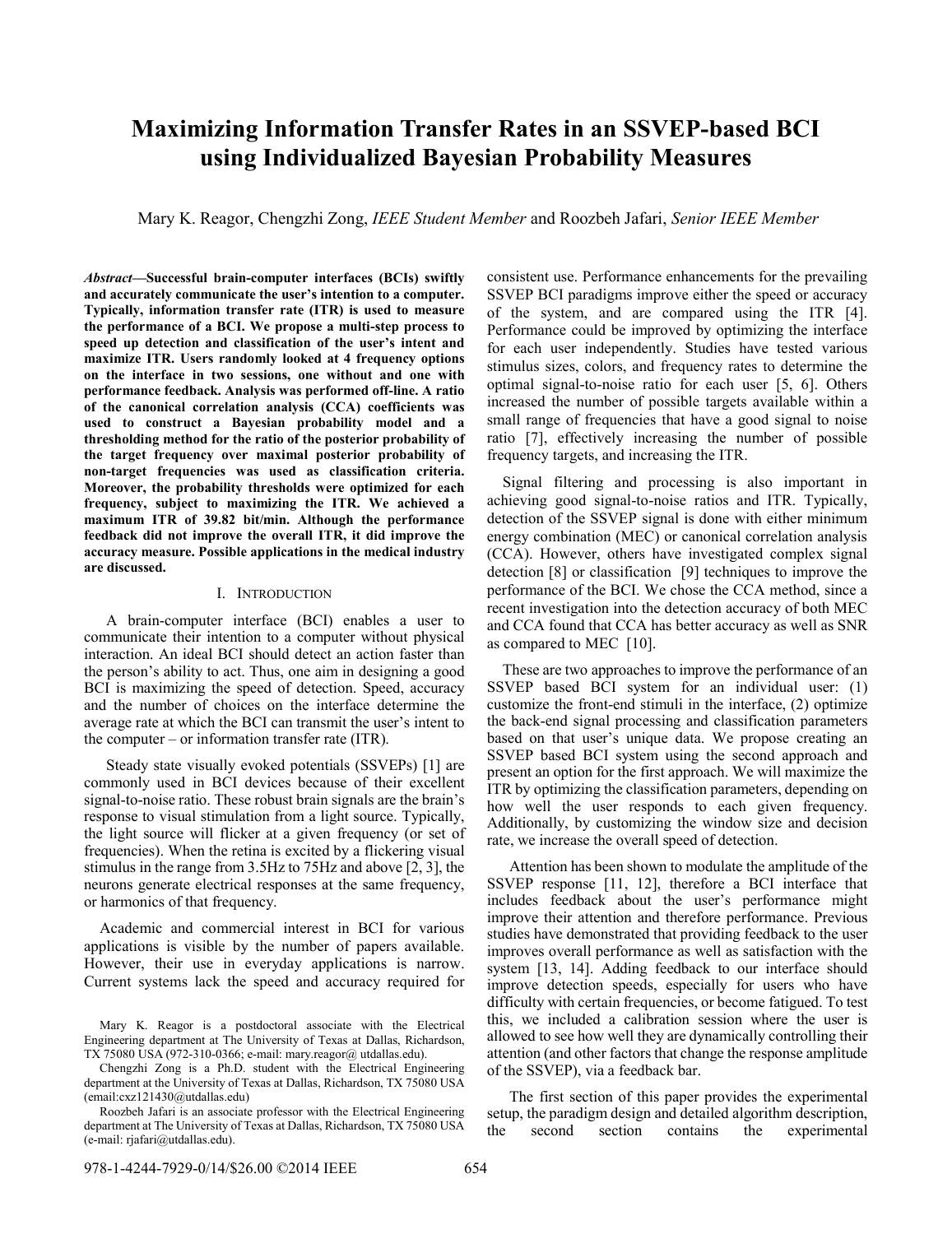# Maximizing Information Transfer Rates in an SSVEP-based BCI using Individualized Bayesian Probability Measures

Mary K. Reagor, Chengzhi Zong, *IEEE Student Member* and Roozbeh Jafari, *Senior IEEE Member*

***Abstract*—Successful brain-computer interfaces (BCIs) swiftly and accurately communicate the user's intention to a computer. Typically, information transfer rate (ITR) is used to measure the performance of a BCI. We propose a multi-step process to speed up detection and classification of the user's intent and maximize ITR. Users randomly looked at 4 frequency options on the interface in two sessions, one without and one with performance feedback. Analysis was performed off-line. A ratio of the canonical correlation analysis (CCA) coefficients was used to construct a Bayesian probability model and a thresholding method for the ratio of the posterior probability of the target frequency over maximal posterior probability of non-target frequencies was used as classification criteria. Moreover, the probability thresholds were optimized for each frequency, subject to maximizing the ITR. We achieved a maximum ITR of 39.82 bit/min. Although the performance feedback did not improve the overall ITR, it did improve the accuracy measure. Possible applications in the medical industry are discussed.**

## I. Introduction

A brain-computer interface (BCI) enables a user to communicate their intention to a computer without physical interaction. An ideal BCI should detect an action faster than the person's ability to act. Thus, one aim in designing a good BCI is maximizing the speed of detection. Speed, accuracy and the number of choices on the interface determine the average rate at which the BCI can transmit the user's intent to the computer – or information transfer rate (ITR).

Steady state visually evoked potentials (SSVEPs) [1] are commonly used in BCI devices because of their excellent signal-to-noise ratio. These robust brain signals are the brain's response to visual stimulation from a light source. Typically, the light source will flicker at a given frequency (or set of frequencies). When the retina is excited by a flickering visual stimulus in the range from 3.5Hz to 75Hz and above [2, 3], the neurons generate electrical responses at the same frequency, or harmonics of that frequency.

Academic and commercial interest in BCI for various applications is visible by the number of papers available. However, their use in everyday applications is narrow. Current systems lack the speed and accuracy required for consistent use. Performance enhancements for the prevailing SSVEP BCI paradigms improve either the speed or accuracy of the system, and are compared using the ITR [4]. Performance could be improved by optimizing the interface for each user independently. Studies have tested various stimulus sizes, colors, and frequency rates to determine the optimal signal-to-noise ratio for each user [5, 6]. Others increased the number of possible targets available within a small range of frequencies that have a good signal to noise ratio [7], effectively increasing the number of possible frequency targets, and increasing the ITR.

Signal filtering and processing is also important in achieving good signal-to-noise ratios and ITR. Typically, detection of the SSVEP signal is done with either minimum energy combination (MEC) or canonical correlation analysis (CCA). However, others have investigated complex signal detection [8] or classification [9] techniques to improve the performance of the BCI. We chose the CCA method, since a recent investigation into the detection accuracy of both MEC and CCA found that CCA has better accuracy as well as SNR as compared to MEC [10].

These are two approaches to improve the performance of an SSVEP based BCI system for an individual user: (1) customize the front-end stimuli in the interface, (2) optimize the back-end signal processing and classification parameters based on that user's unique data. We propose creating an SSVEP based BCI system using the second approach and present an option for the first approach. We will maximize the ITR by optimizing the classification parameters, depending on how well the user responds to each given frequency. Additionally, by customizing the window size and decision rate, we increase the overall speed of detection.

Attention has been shown to modulate the amplitude of the SSVEP response [11, 12], therefore a BCI interface that includes feedback about the user's performance might improve their attention and therefore performance. Previous studies have demonstrated that providing feedback to the user improves overall performance as well as satisfaction with the system [13, 14]. Adding feedback to our interface should improve detection speeds, especially for users who have difficulty with certain frequencies, or become fatigued. To test this, we included a calibration session where the user is allowed to see how well they are dynamically controlling their attention (and other factors that change the response amplitude of the SSVEP), via a feedback bar.

The first section of this paper provides the experimental setup, the paradigm design and detailed algorithm description, the second section contains the experimental

Mary K. Reagor is a postdoctoral associate with the Electrical Engineering department at The University of Texas at Dallas, Richardson, TX 75080 USA (972-310-0366; e-mail: mary.reagor@ utdallas.edu).

Chengzhi Zong is a Ph.D. student with the Electrical Engineering department at the University of Texas at Dallas, Richardson, TX 75080 USA (email:cxz121430@utdallas.edu)

Roozbeh Jafari is an associate professor with the Electrical Engineering department at The University of Texas at Dallas, Richardson, TX 75080 USA (e-mail: rjafari@utdallas.edu).

978-1-4244-7929-0/14/$26.00 ©2014 IEEE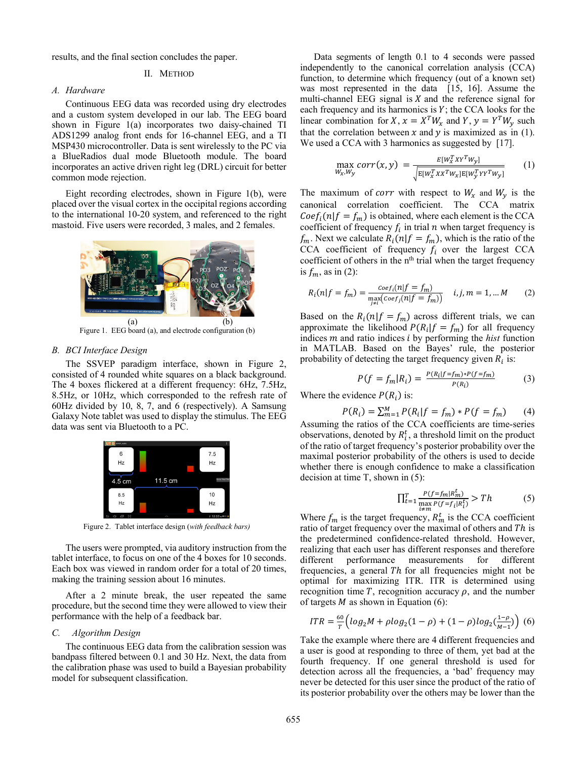results, and the final section concludes the paper.

## II. METHOD

### A. Hardware

Continuous EEG data was recorded using dry electrodes and a custom system developed in our lab. The EEG board shown in Figure 1(a) incorporates two daisy-chained TI ADS1299 analog front ends for 16-channel EEG, and a TI MSP430 microcontroller. Data is sent wirelessly to the PC via a BlueRadios dual mode Bluetooth module. The board incorporates an active driven right leg (DRL) circuit for better common mode rejection.

Eight recording electrodes, shown in Figure 1(b), were placed over the visual cortex in the occipital regions according to the international 10-20 system, and referenced to the right mastoid. Five users were recorded, 3 males, and 2 females.

(a) (b)

Figure 1. EEG board (a), and electrode configuration (b)

### B. BCI Interface Design

The SSVEP paradigm interface, shown in Figure 2, consisted of 4 rounded white squares on a black background. The 4 boxes flickered at a different frequency: 6Hz, 7.5Hz, 8.5Hz, or 10Hz, which corresponded to the refresh rate of 60Hz divided by 10, 8, 7, and 6 (respectively). A Samsung Galaxy Note tablet was used to display the stimulus. The EEG data was sent via Bluetooth to a PC.

Figure 2. Tablet interface design (*with feedback bars*)

The users were prompted, via auditory instruction from the tablet interface, to focus on one of the 4 boxes for 10 seconds. Each box was viewed in random order for a total of 20 times, making the training session about 16 minutes.

After a 2 minute break, the user repeated the same procedure, but the second time they were allowed to view their performance with the help of a feedback bar.

### C. Algorithm Design

The continuous EEG data from the calibration session was bandpass filtered between 0.1 and 30 Hz. Next, the data from the calibration phase was used to build a Bayesian probability model for subsequent classification.

Data segments of length 0.1 to 4 seconds were passed independently to the canonical correlation analysis (CCA) function, to determine which frequency (out of a known set) was most represented in the data [15, 16]. Assume the multi-channel EEG signal is $X$ and the reference signal for each frequency and its harmonics is $Y$; the CCA looks for the linear combination for $X$, $x = X^T W_x$ and $Y$, $y = Y^T W_y$ such that the correlation between $x$ and $y$ is maximized as in (1). We used a CCA with 3 harmonics as suggested by [17].

$$\max_{W_x, W_y} corr(x, y) = \frac{E[W_x^T X Y^T W_y]}{\sqrt{E[W_x^T X X^T W_x] E[W_y^T Y Y^T W_y]}} \quad (1)$$

The maximum of $corr$ with respect to $W_x$ and $W_y$ is the canonical correlation coefficient. The CCA matrix $Coef_i(n|f = f_m)$ is obtained, where each element is the CCA coefficient of frequency $f_i$ in trial $n$ when target frequency is $f_m$. Next we calculate $R_i(n|f = f_m)$, which is the ratio of the CCA coefficient of frequency $f_i$ over the largest CCA coefficient of others in the n[th] trial when the target frequency is $f_m$, as in (2):

$$R_i(n|f = f_m) = \frac{Coef_i(n|f = f_m)}{\max_{j \neq i}(Coef_j(n|f = f_m))} \quad i, j, m = 1, \dots M \quad (2)$$

Based on the $R_i(n|f = f_m)$ across different trials, we can approximate the likelihood $P(R_i|f = f_m)$ for all frequency indices $m$ and ratio indices $i$ by performing the *hist* function in MATLAB. Based on the Bayes' rule, the posterior probability of detecting the target frequency given $R_i$ is:

$$P(f = f_m|R_i) = \frac{P(R_i|f = f_m) * P(f = f_m)}{P(R_i)} \quad (3)$$

Where the evidence $P(R_i)$ is:

$$P(R_i) = \sum_{m=1}^{M} P(R_i|f = f_m) * P(f = f_m) \quad (4)$$

Assuming the ratios of the CCA coefficients are time-series observations, denoted by $R_i^t$, a threshold limit on the product of the ratio of target frequency's posterior probability over the maximal posterior probability of the others is used to decide whether there is enough confidence to make a classification decision at time T, shown in (5):

$$\prod_{t=1}^{T} \frac{P(f = f_m|R_m^t)}{\max_{i \neq m} P(f = f_i|R_i^t)} > Th \quad (5)$$

Where $f_m$ is the target frequency, $R_m^t$ is the CCA coefficient ratio of target frequency over the maximal of others and $Th$ is the predetermined confidence-related threshold. However, realizing that each user has different responses and therefore different performance measurements for different frequencies, a general $Th$ for all frequencies might not be optimal for maximizing ITR. ITR is determined using recognition time $T$, recognition accuracy $\rho$, and the number of targets $M$ as shown in Equation (6):

$$ITR = \frac{60}{T}\left(log_2 M + \rho log_2(1 - \rho) + (1 - \rho) log_2\left(\frac{1-\rho}{M-1}\right)\right) \quad (6)$$

Take the example where there are 4 different frequencies and a user is good at responding to three of them, yet bad at the fourth frequency. If one general threshold is used for detection across all the frequencies, a 'bad' frequency may never be detected for this user since the product of the ratio of its posterior probability over the others may be lower than the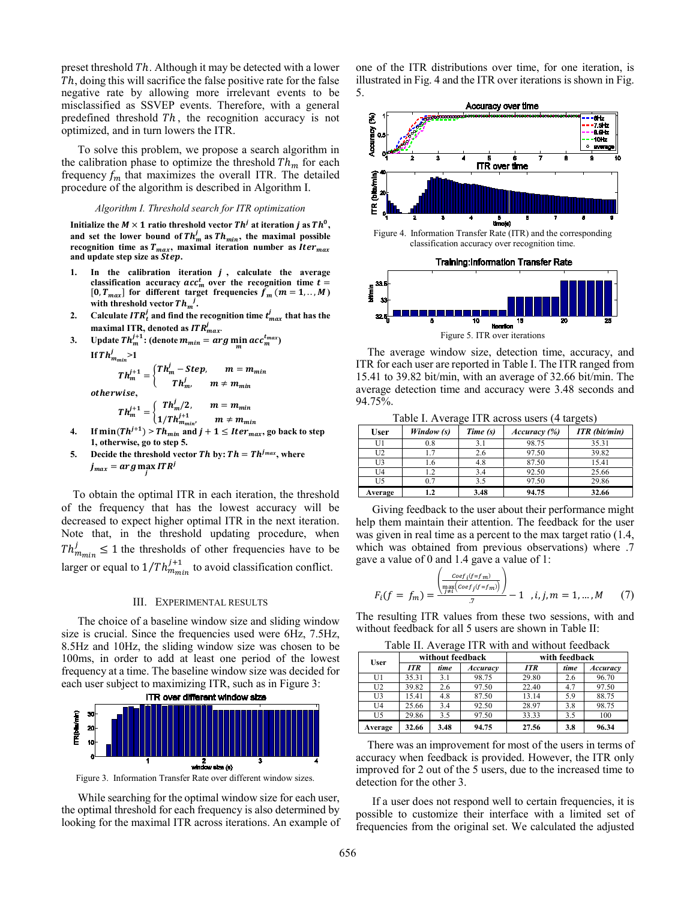preset threshold $Th$. Although it may be detected with a lower $Th$, doing this will sacrifice the false positive rate for the false negative rate by allowing more irrelevant events to be misclassified as SSVEP events. Therefore, with a general predefined threshold $Th$, the recognition accuracy is not optimized, and in turn lowers the ITR.

To solve this problem, we propose a search algorithm in the calibration phase to optimize the threshold $Th_m$ for each frequency $f_m$ that maximizes the overall ITR. The detailed procedure of the algorithm is described in Algorithm I.

*Algorithm I. Threshold search for ITR optimization*

**Initialize the $M \times 1$ ratio threshold vector $Th^j$ at iteration $j$ as $Th^0$, and set the lower bound of $Th_m^j$ as $Th_{min}$, the maximal possible recognition time as $T_{max}$, maximal iteration number as $Iter_{max}$ and update step size as $Step$.**

1. **In the calibration iteration $j$, calculate the average classification accuracy $acc_m^t$ over the recognition time $t = [0, T_{max}]$ for different target frequencies $f_m$ $(m = 1, .., M)$ with threshold vector $Th_m{}^j$.**
2. **Calculate $ITR_t^j$ and find the recognition time $t_{max}^j$ that has the maximal ITR, denoted as $ITR_{max}^j$.**
3. **Update $Th_m^{j+1}$: (denote $m_{min} = arg\min_m acc_m^{t_{max}}$)**
   **If $Th_{m_{min}}^j$>1**
   $$Th_m^{j+1} = \begin{cases} Th_m^j - Step, & m = m_{min} \\ Th_m^j, & m \neq m_{min} \end{cases}$$
   ***otherwise,***
   $$Th_m^{j+1} = \begin{cases} Th_m^j/2, & m = m_{min} \\ 1/Th_{m_{min}}^{j+1}, & m \neq m_{min} \end{cases}$$
4. **If $\min(Th^{j+1}) > Th_{min}$ and $j + 1 \leq Iter_{max}$, go back to step 1, otherwise, go to step 5.**
5. **Decide the threshold vector $Th$ by: $Th = Th^{j_{max}}$, where $j_{max} = arg\max_j ITR^j$**

To obtain the optimal ITR in each iteration, the threshold of the frequency that has the lowest accuracy will be decreased to expect higher optimal ITR in the next iteration. Note that, in the threshold updating procedure, when $Th_{m_{min}}^j \leq 1$ the thresholds of other frequencies have to be larger or equal to $1/Th_{m_{min}}^{j+1}$ to avoid classification conflict.

## III. Experimental Results

The choice of a baseline window size and sliding window size is crucial. Since the frequencies used were 6Hz, 7.5Hz, 8.5Hz and 10Hz, the sliding window size was chosen to be 100ms, in order to add at least one period of the lowest frequency at a time. The baseline window size was decided for each user subject to maximizing ITR, such as in Figure 3:

Figure 3. Information Transfer Rate over different window sizes.

While searching for the optimal window size for each user, the optimal threshold for each frequency is also determined by looking for the maximal ITR across iterations. An example of one of the ITR distributions over time, for one iteration, is illustrated in Fig. 4 and the ITR over iterations is shown in Fig. 5.

Figure 4. Information Transfer Rate (ITR) and the corresponding classification accuracy over recognition time.

Figure 5. ITR over iterations

The average window size, detection time, accuracy, and ITR for each user are reported in Table I. The ITR ranged from 15.41 to 39.82 bit/min, with an average of 32.66 bit/min. The average detection time and accuracy were 3.48 seconds and 94.75%.

Table I. Average ITR across users (4 targets)

| User | *Window (s)* | *Time (s)* | *Accuracy (%)* | *ITR (bit/min)* |
|---|---|---|---|---|
| U1 | 0.8 | 3.1 | 98.75 | 35.31 |
| U2 | 1.7 | 2.6 | 97.50 | 39.82 |
| U3 | 1.6 | 4.8 | 87.50 | 15.41 |
| U4 | 1.2 | 3.4 | 92.50 | 25.66 |
| U5 | 0.7 | 3.5 | 97.50 | 29.86 |
| **Average** | **1.2** | **3.48** | **94.75** | **32.66** |

Giving feedback to the user about their performance might help them maintain their attention. The feedback for the user was given in real time as a percent to the max target ratio (1.4, which was obtained from previous observations) where .7 gave a value of 0 and 1.4 gave a value of 1:

$$F_i(f = f_m) = \frac{\left(\frac{Coef_i(f=f_m)}{\max_{j \neq i}\left(Coef_j(f=f_m)\right)}\right)}{.7} - 1 \quad , i, j, m = 1, \ldots, M \qquad (7)$$

The resulting ITR values from these two sessions, with and without feedback for all 5 users are shown in Table II:

Table II. Average ITR with and without feedback

| User | without feedback | | | with feedback | | |
|---|---|---|---|---|---|---|
| | *ITR* | *time* | *Accuracy* | *ITR* | *time* | *Accuracy* |
| U1 | 35.31 | 3.1 | 98.75 | 29.80 | 2.6 | 96.70 |
| U2 | 39.82 | 2.6 | 97.50 | 22.40 | 4.7 | 97.50 |
| U3 | 15.41 | 4.8 | 87.50 | 13.14 | 5.9 | 88.75 |
| U4 | 25.66 | 3.4 | 92.50 | 28.97 | 3.8 | 98.75 |
| U5 | 29.86 | 3.5 | 97.50 | 33.33 | 3.5 | 100 |
| **Average** | **32.66** | **3.48** | **94.75** | **27.56** | **3.8** | **96.34** |

There was an improvement for most of the users in terms of accuracy when feedback is provided. However, the ITR only improved for 2 out of the 5 users, due to the increased time to detection for the other 3.

If a user does not respond well to certain frequencies, it is possible to customize their interface with a limited set of frequencies from the original set. We calculated the adjusted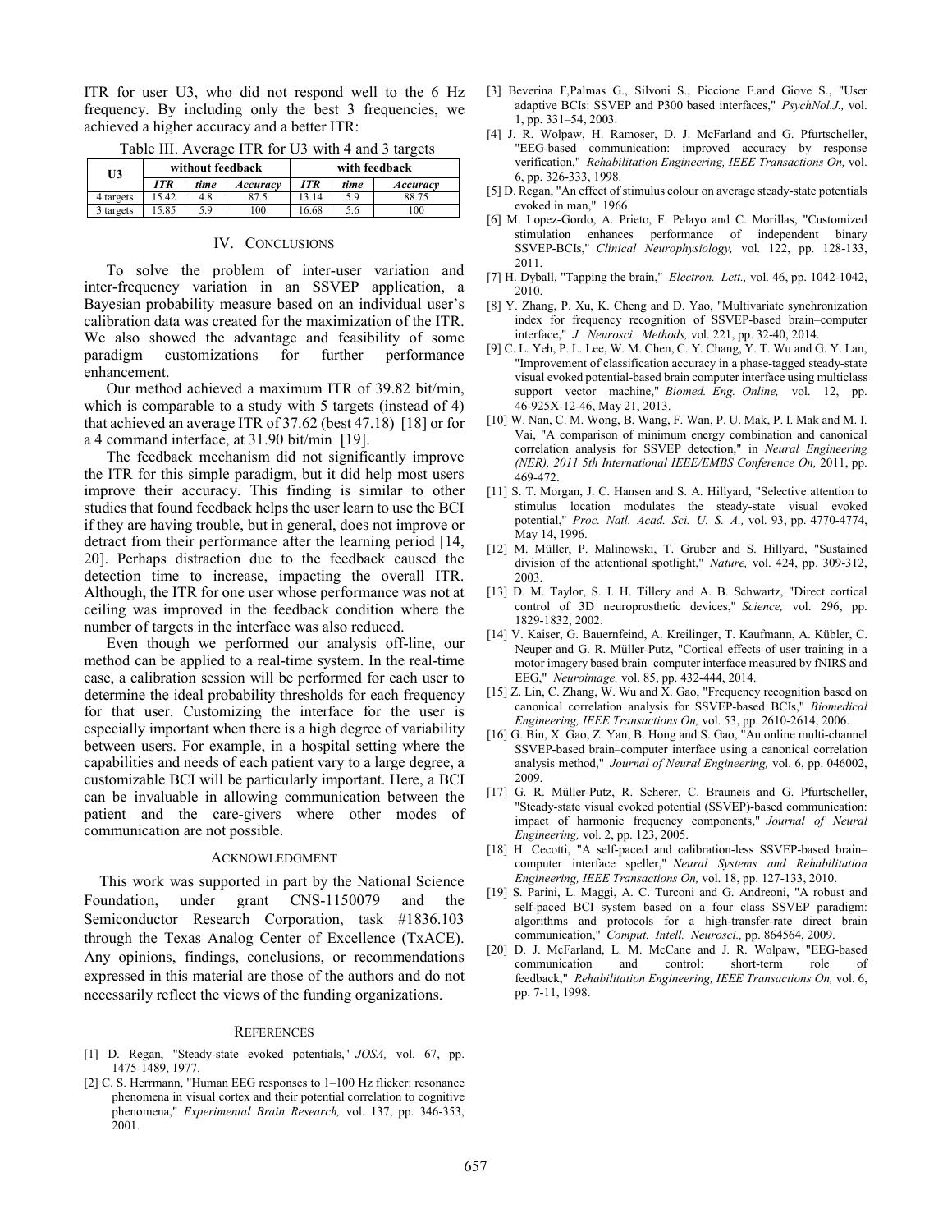ITR for user U3, who did not respond well to the 6 Hz frequency. By including only the best 3 frequencies, we achieved a higher accuracy and a better ITR:

Table III. Average ITR for U3 with 4 and 3 targets

| U3 | without feedback | | | with feedback | | |
|---|---|---|---|---|---|---|
| | *ITR* | *time* | *Accuracy* | *ITR* | *time* | *Accuracy* |
| 4 targets | 15.42 | 4.8 | 87.5 | 13.14 | 5.9 | 88.75 |
| 3 targets | 15.85 | 5.9 | 100 | 16.68 | 5.6 | 100 |

## IV. Conclusions

To solve the problem of inter-user variation and inter-frequency variation in an SSVEP application, a Bayesian probability measure based on an individual user's calibration data was created for the maximization of the ITR. We also showed the advantage and feasibility of some paradigm customizations for further performance enhancement.

Our method achieved a maximum ITR of 39.82 bit/min, which is comparable to a study with 5 targets (instead of 4) that achieved an average ITR of 37.62 (best 47.18) [18] or for a 4 command interface, at 31.90 bit/min [19].

The feedback mechanism did not significantly improve the ITR for this simple paradigm, but it did help most users improve their accuracy. This finding is similar to other studies that found feedback helps the user learn to use the BCI if they are having trouble, but in general, does not improve or detract from their performance after the learning period [14, 20]. Perhaps distraction due to the feedback caused the detection time to increase, impacting the overall ITR. Although, the ITR for one user whose performance was not at ceiling was improved in the feedback condition where the number of targets in the interface was also reduced.

Even though we performed our analysis off-line, our method can be applied to a real-time system. In the real-time case, a calibration session will be performed for each user to determine the ideal probability thresholds for each frequency for that user. Customizing the interface for the user is especially important when there is a high degree of variability between users. For example, in a hospital setting where the capabilities and needs of each patient vary to a large degree, a customizable BCI will be particularly important. Here, a BCI can be invaluable in allowing communication between the patient and the care-givers where other modes of communication are not possible.

## Acknowledgment

This work was supported in part by the National Science Foundation, under grant CNS-1150079 and the Semiconductor Research Corporation, task #1836.103 through the Texas Analog Center of Excellence (TxACE). Any opinions, findings, conclusions, or recommendations expressed in this material are those of the authors and do not necessarily reflect the views of the funding organizations.

## References

[1] D. Regan, "Steady-state evoked potentials," *JOSA,* vol. 67, pp. 1475-1489, 1977.

[2] C. S. Herrmann, "Human EEG responses to 1–100 Hz flicker: resonance phenomena in visual cortex and their potential correlation to cognitive phenomena," *Experimental Brain Research,* vol. 137, pp. 346-353, 2001.

[3] Beverina F,Palmas G., Silvoni S., Piccione F.and Giove S., "User adaptive BCIs: SSVEP and P300 based interfaces," *PsychNol.J.,* vol. 1, pp. 331–54, 2003.

[4] J. R. Wolpaw, H. Ramoser, D. J. McFarland and G. Pfurtscheller, "EEG-based communication: improved accuracy by response verification," *Rehabilitation Engineering, IEEE Transactions On,* vol. 6, pp. 326-333, 1998.

[5] D. Regan, "An effect of stimulus colour on average steady-state potentials evoked in man," 1966.

[6] M. Lopez-Gordo, A. Prieto, F. Pelayo and C. Morillas, "Customized stimulation enhances performance of independent binary SSVEP-BCIs," *Clinical Neurophysiology,* vol. 122, pp. 128-133, 2011.

[7] H. Dyball, "Tapping the brain," *Electron. Lett.,* vol. 46, pp. 1042-1042, 2010.

[8] Y. Zhang, P. Xu, K. Cheng and D. Yao, "Multivariate synchronization index for frequency recognition of SSVEP-based brain–computer interface," *J. Neurosci. Methods,* vol. 221, pp. 32-40, 2014.

[9] C. L. Yeh, P. L. Lee, W. M. Chen, C. Y. Chang, Y. T. Wu and G. Y. Lan, "Improvement of classification accuracy in a phase-tagged steady-state visual evoked potential-based brain computer interface using multiclass support vector machine," *Biomed. Eng. Online,* vol. 12, pp. 46-925X-12-46, May 21, 2013.

[10] W. Nan, C. M. Wong, B. Wang, F. Wan, P. U. Mak, P. I. Mak and M. I. Vai, "A comparison of minimum energy combination and canonical correlation analysis for SSVEP detection," in *Neural Engineering (NER), 2011 5th International IEEE/EMBS Conference On,* 2011, pp. 469-472.

[11] S. T. Morgan, J. C. Hansen and S. A. Hillyard, "Selective attention to stimulus location modulates the steady-state visual evoked potential," *Proc. Natl. Acad. Sci. U. S. A.,* vol. 93, pp. 4770-4774, May 14, 1996.

[12] M. Müller, P. Malinowski, T. Gruber and S. Hillyard, "Sustained division of the attentional spotlight," *Nature,* vol. 424, pp. 309-312, 2003.

[13] D. M. Taylor, S. I. H. Tillery and A. B. Schwartz, "Direct cortical control of 3D neuroprosthetic devices," *Science,* vol. 296, pp. 1829-1832, 2002.

[14] V. Kaiser, G. Bauernfeind, A. Kreilinger, T. Kaufmann, A. Kübler, C. Neuper and G. R. Müller-Putz, "Cortical effects of user training in a motor imagery based brain–computer interface measured by fNIRS and EEG," *Neuroimage,* vol. 85, pp. 432-444, 2014.

[15] Z. Lin, C. Zhang, W. Wu and X. Gao, "Frequency recognition based on canonical correlation analysis for SSVEP-based BCIs," *Biomedical Engineering, IEEE Transactions On,* vol. 53, pp. 2610-2614, 2006.

[16] G. Bin, X. Gao, Z. Yan, B. Hong and S. Gao, "An online multi-channel SSVEP-based brain–computer interface using a canonical correlation analysis method," *Journal of Neural Engineering,* vol. 6, pp. 046002, 2009.

[17] G. R. Müller-Putz, R. Scherer, C. Brauneis and G. Pfurtscheller, "Steady-state visual evoked potential (SSVEP)-based communication: impact of harmonic frequency components," *Journal of Neural Engineering,* vol. 2, pp. 123, 2005.

[18] H. Cecotti, "A self-paced and calibration-less SSVEP-based brain–computer interface speller," *Neural Systems and Rehabilitation Engineering, IEEE Transactions On,* vol. 18, pp. 127-133, 2010.

[19] S. Parini, L. Maggi, A. C. Turconi and G. Andreoni, "A robust and self-paced BCI system based on a four class SSVEP paradigm: algorithms and protocols for a high-transfer-rate direct brain communication," *Comput. Intell. Neurosci.,* pp. 864564, 2009.

[20] D. J. McFarland, L. M. McCane and J. R. Wolpaw, "EEG-based communication and control: short-term role of feedback," *Rehabilitation Engineering, IEEE Transactions On,* vol. 6, pp. 7-11, 1998.